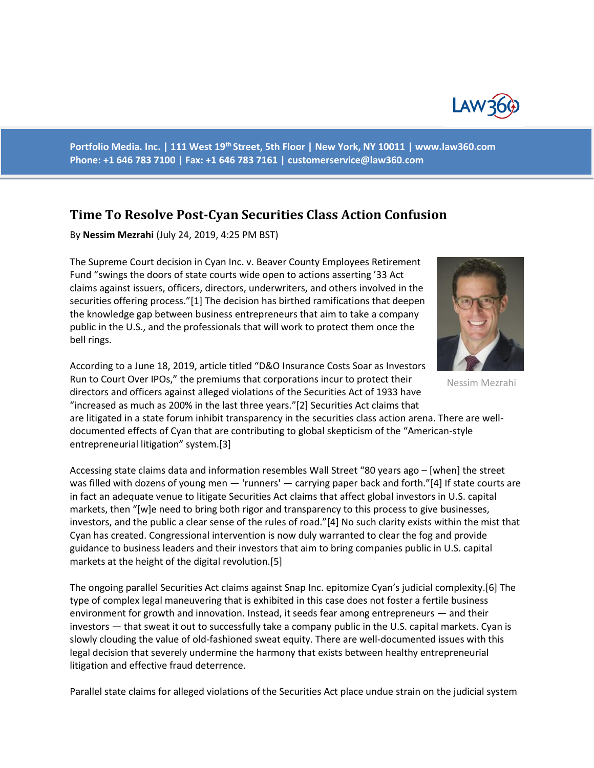Portfolio Media. Inc. | 111 West 19th Street, 5th Floor | New York, NY 10011 | www.law360.com
Phone: +1 646 783 7100 | Fax: +1 646 783 7161 | customerservice@law360.com

# Time To Resolve Post-Cyan Securities Class Action Confusion

By **Nessim Mezrahi** (July 24, 2019, 4:25 PM BST)

The Supreme Court decision in Cyan Inc. v. Beaver County Employees Retirement Fund "swings the doors of state courts wide open to actions asserting '33 Act claims against issuers, officers, directors, underwriters, and others involved in the securities offering process."[1] The decision has birthed ramifications that deepen the knowledge gap between business entrepreneurs that aim to take a company public in the U.S., and the professionals that will work to protect them once the bell rings.

Nessim Mezrahi

According to a June 18, 2019, article titled "D&O Insurance Costs Soar as Investors Run to Court Over IPOs," the premiums that corporations incur to protect their directors and officers against alleged violations of the Securities Act of 1933 have "increased as much as 200% in the last three years."[2] Securities Act claims that are litigated in a state forum inhibit transparency in the securities class action arena. There are well-documented effects of Cyan that are contributing to global skepticism of the "American-style entrepreneurial litigation" system.[3]

Accessing state claims data and information resembles Wall Street "80 years ago – [when] the street was filled with dozens of young men — 'runners' — carrying paper back and forth."[4] If state courts are in fact an adequate venue to litigate Securities Act claims that affect global investors in U.S. capital markets, then "[w]e need to bring both rigor and transparency to this process to give businesses, investors, and the public a clear sense of the rules of road."[4] No such clarity exists within the mist that Cyan has created. Congressional intervention is now duly warranted to clear the fog and provide guidance to business leaders and their investors that aim to bring companies public in U.S. capital markets at the height of the digital revolution.[5]

The ongoing parallel Securities Act claims against Snap Inc. epitomize Cyan's judicial complexity.[6] The type of complex legal maneuvering that is exhibited in this case does not foster a fertile business environment for growth and innovation. Instead, it seeds fear among entrepreneurs — and their investors — that sweat it out to successfully take a company public in the U.S. capital markets. Cyan is slowly clouding the value of old-fashioned sweat equity. There are well-documented issues with this legal decision that severely undermine the harmony that exists between healthy entrepreneurial litigation and effective fraud deterrence.

Parallel state claims for alleged violations of the Securities Act place undue strain on the judicial system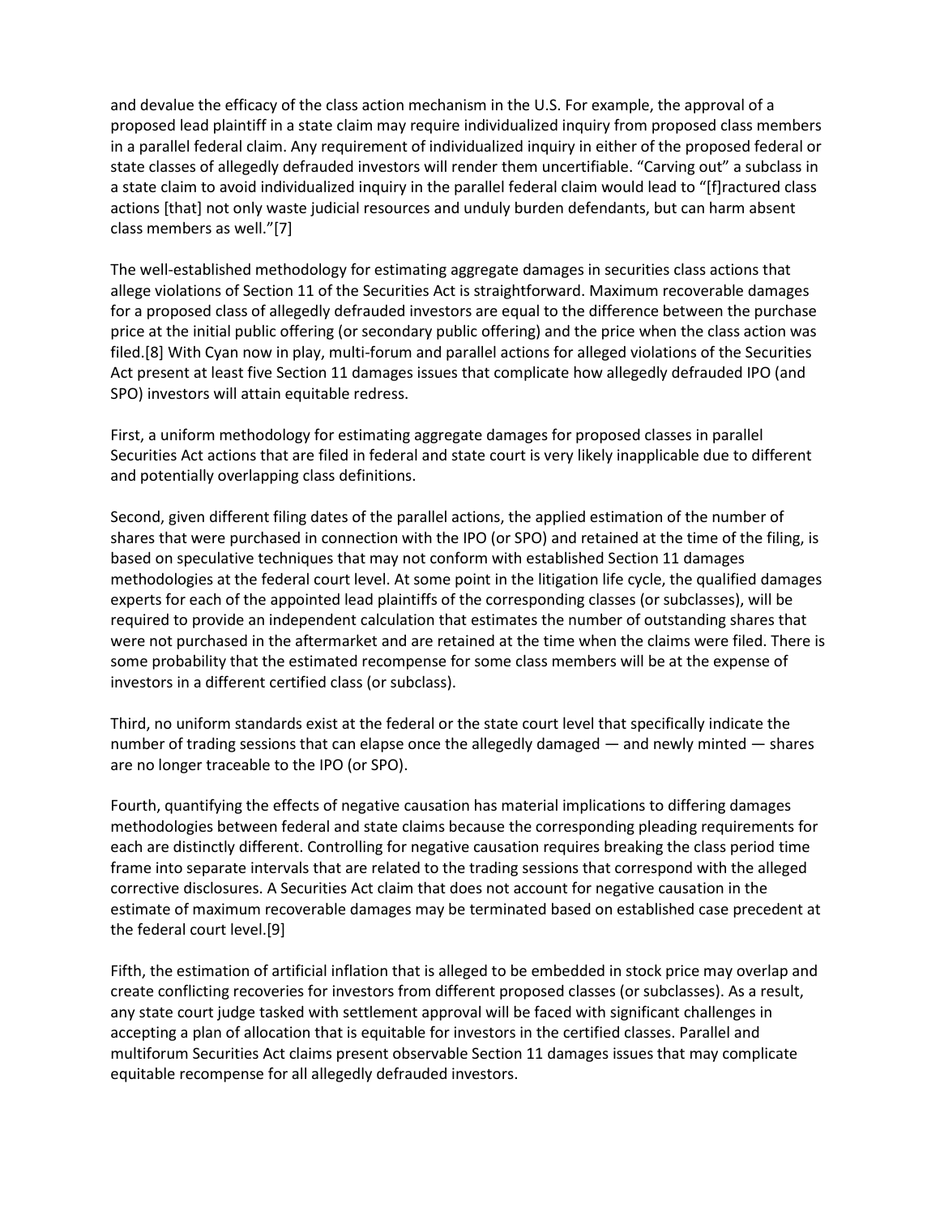and devalue the efficacy of the class action mechanism in the U.S. For example, the approval of a proposed lead plaintiff in a state claim may require individualized inquiry from proposed class members in a parallel federal claim. Any requirement of individualized inquiry in either of the proposed federal or state classes of allegedly defrauded investors will render them uncertifiable. "Carving out" a subclass in a state claim to avoid individualized inquiry in the parallel federal claim would lead to "[f]ractured class actions [that] not only waste judicial resources and unduly burden defendants, but can harm absent class members as well."[7]

The well-established methodology for estimating aggregate damages in securities class actions that allege violations of Section 11 of the Securities Act is straightforward. Maximum recoverable damages for a proposed class of allegedly defrauded investors are equal to the difference between the purchase price at the initial public offering (or secondary public offering) and the price when the class action was filed.[8] With Cyan now in play, multi-forum and parallel actions for alleged violations of the Securities Act present at least five Section 11 damages issues that complicate how allegedly defrauded IPO (and SPO) investors will attain equitable redress.

First, a uniform methodology for estimating aggregate damages for proposed classes in parallel Securities Act actions that are filed in federal and state court is very likely inapplicable due to different and potentially overlapping class definitions.

Second, given different filing dates of the parallel actions, the applied estimation of the number of shares that were purchased in connection with the IPO (or SPO) and retained at the time of the filing, is based on speculative techniques that may not conform with established Section 11 damages methodologies at the federal court level. At some point in the litigation life cycle, the qualified damages experts for each of the appointed lead plaintiffs of the corresponding classes (or subclasses), will be required to provide an independent calculation that estimates the number of outstanding shares that were not purchased in the aftermarket and are retained at the time when the claims were filed. There is some probability that the estimated recompense for some class members will be at the expense of investors in a different certified class (or subclass).

Third, no uniform standards exist at the federal or the state court level that specifically indicate the number of trading sessions that can elapse once the allegedly damaged — and newly minted — shares are no longer traceable to the IPO (or SPO).

Fourth, quantifying the effects of negative causation has material implications to differing damages methodologies between federal and state claims because the corresponding pleading requirements for each are distinctly different. Controlling for negative causation requires breaking the class period time frame into separate intervals that are related to the trading sessions that correspond with the alleged corrective disclosures. A Securities Act claim that does not account for negative causation in the estimate of maximum recoverable damages may be terminated based on established case precedent at the federal court level.[9]

Fifth, the estimation of artificial inflation that is alleged to be embedded in stock price may overlap and create conflicting recoveries for investors from different proposed classes (or subclasses). As a result, any state court judge tasked with settlement approval will be faced with significant challenges in accepting a plan of allocation that is equitable for investors in the certified classes. Parallel and multiforum Securities Act claims present observable Section 11 damages issues that may complicate equitable recompense for all allegedly defrauded investors.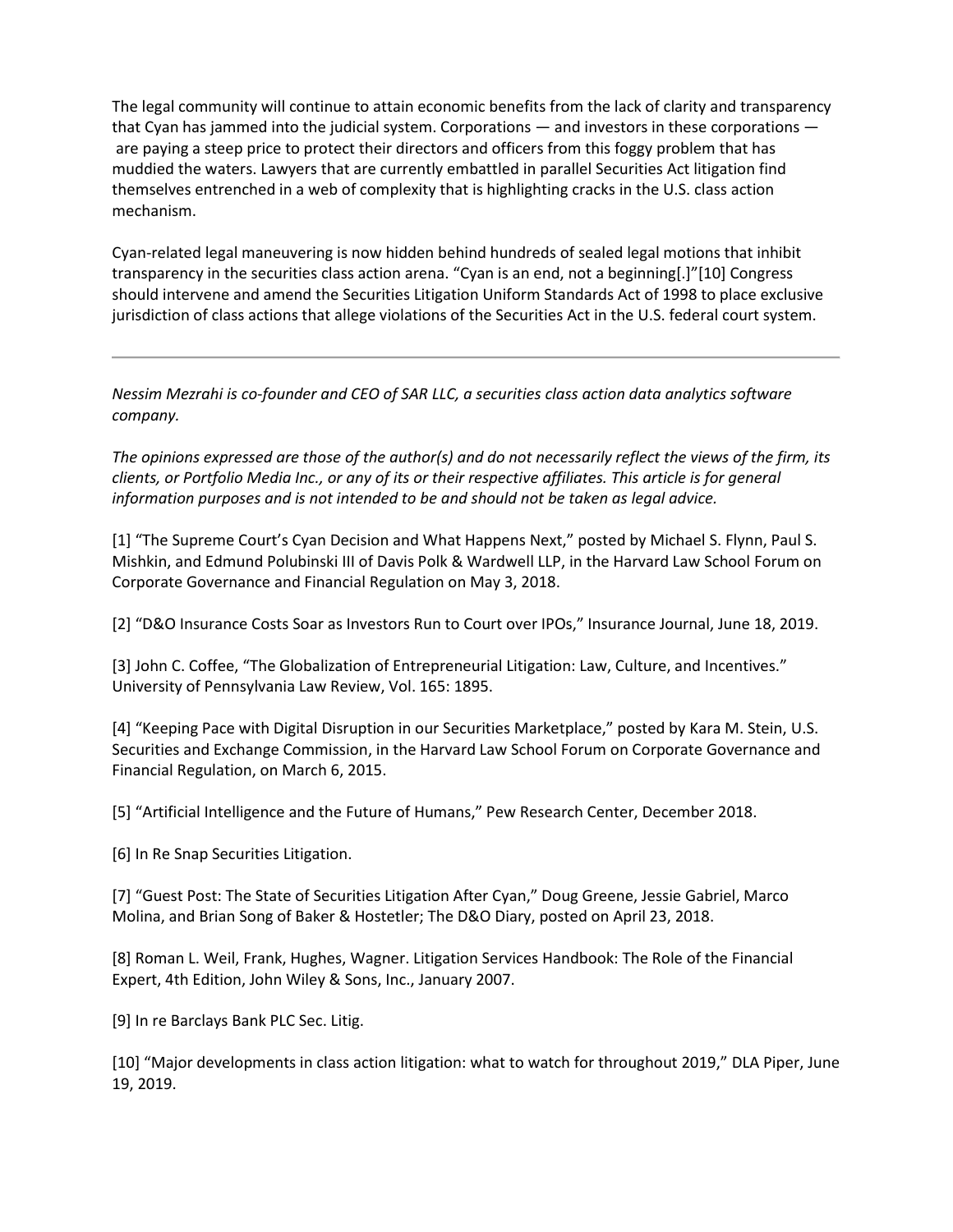The legal community will continue to attain economic benefits from the lack of clarity and transparency that Cyan has jammed into the judicial system. Corporations — and investors in these corporations — are paying a steep price to protect their directors and officers from this foggy problem that has muddied the waters. Lawyers that are currently embattled in parallel Securities Act litigation find themselves entrenched in a web of complexity that is highlighting cracks in the U.S. class action mechanism.

Cyan-related legal maneuvering is now hidden behind hundreds of sealed legal motions that inhibit transparency in the securities class action arena. "Cyan is an end, not a beginning[.]"[10] Congress should intervene and amend the Securities Litigation Uniform Standards Act of 1998 to place exclusive jurisdiction of class actions that allege violations of the Securities Act in the U.S. federal court system.

---

*Nessim Mezrahi is co-founder and CEO of SAR LLC, a securities class action data analytics software company.*

*The opinions expressed are those of the author(s) and do not necessarily reflect the views of the firm, its clients, or Portfolio Media Inc., or any of its or their respective affiliates. This article is for general information purposes and is not intended to be and should not be taken as legal advice.*

[1] "The Supreme Court's Cyan Decision and What Happens Next," posted by Michael S. Flynn, Paul S. Mishkin, and Edmund Polubinski III of Davis Polk & Wardwell LLP, in the Harvard Law School Forum on Corporate Governance and Financial Regulation on May 3, 2018.

[2] "D&O Insurance Costs Soar as Investors Run to Court over IPOs," Insurance Journal, June 18, 2019.

[3] John C. Coffee, "The Globalization of Entrepreneurial Litigation: Law, Culture, and Incentives." University of Pennsylvania Law Review, Vol. 165: 1895.

[4] "Keeping Pace with Digital Disruption in our Securities Marketplace," posted by Kara M. Stein, U.S. Securities and Exchange Commission, in the Harvard Law School Forum on Corporate Governance and Financial Regulation, on March 6, 2015.

[5] "Artificial Intelligence and the Future of Humans," Pew Research Center, December 2018.

[6] In Re Snap Securities Litigation.

[7] "Guest Post: The State of Securities Litigation After Cyan," Doug Greene, Jessie Gabriel, Marco Molina, and Brian Song of Baker & Hostetler; The D&O Diary, posted on April 23, 2018.

[8] Roman L. Weil, Frank, Hughes, Wagner. Litigation Services Handbook: The Role of the Financial Expert, 4th Edition, John Wiley & Sons, Inc., January 2007.

[9] In re Barclays Bank PLC Sec. Litig.

[10] "Major developments in class action litigation: what to watch for throughout 2019," DLA Piper, June 19, 2019.